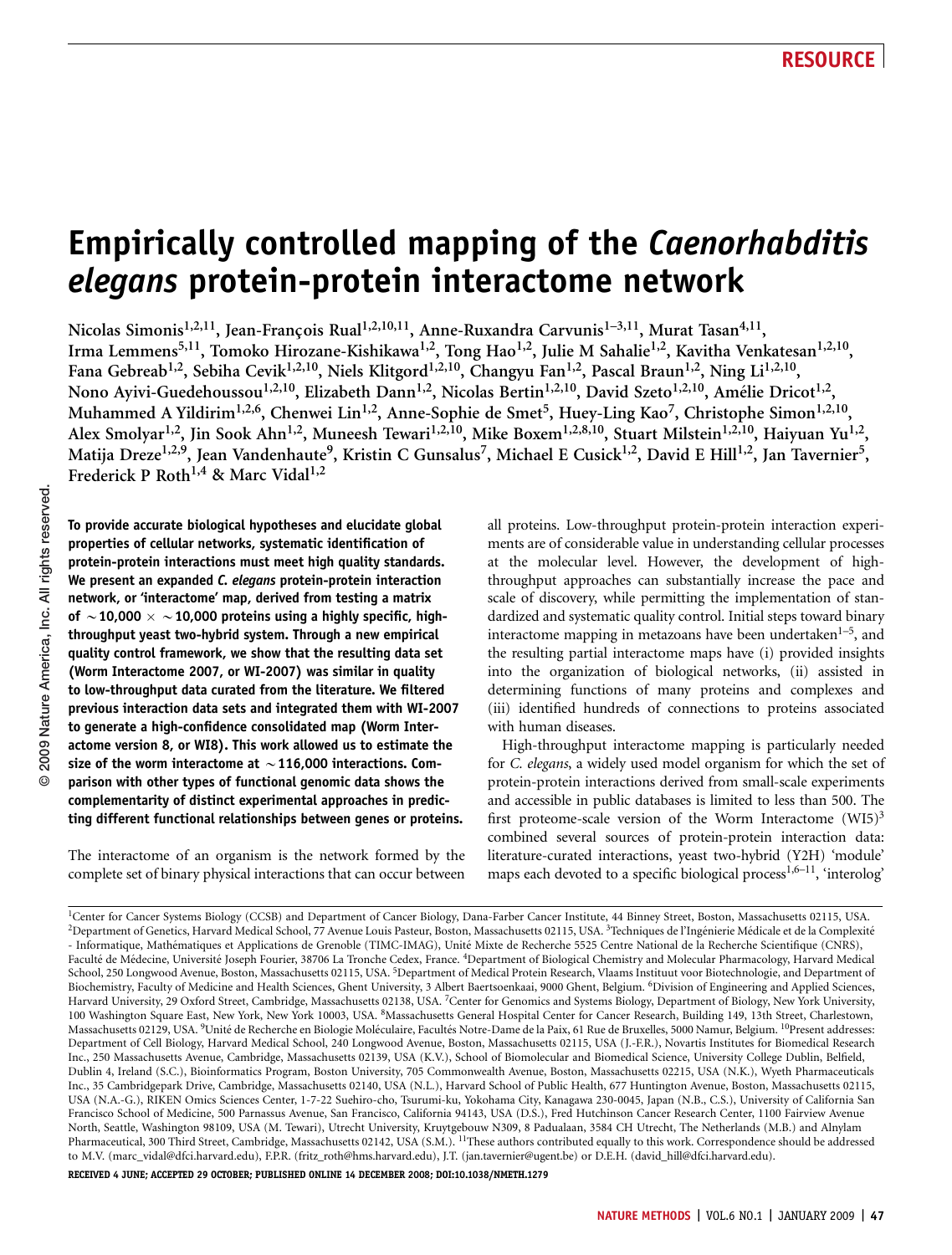RESOURCE

# Empirically controlled mapping of the *Caenorhabditis elegans* protein-protein interactome network

Nicolas Simonis[1,2,11], Jean-François Rual[1,2,10,11], Anne-Ruxandra Carvunis[1–3,11], Murat Tasan[4,11], Irma Lemmens[5,11], Tomoko Hirozane-Kishikawa[1,2], Tong Hao[1,2], Julie M Sahalie[1,2], Kavitha Venkatesan[1,2,10], Fana Gebreab[1,2], Sebiha Cevik[1,2,10], Niels Klitgord[1,2,10], Changyu Fan[1,2], Pascal Braun[1,2], Ning Li[1,2,10], Nono Ayivi-Guedehoussou[1,2,10], Elizabeth Dann[1,2], Nicolas Bertin[1,2,10], David Szeto[1,2,10], Amélie Dricot[1,2], Muhammed A Yildirim[1,2,6], Chenwei Lin[1,2], Anne-Sophie de Smet[5], Huey-Ling Kao[7], Christophe Simon[1,2,10], Alex Smolyar[1,2], Jin Sook Ahn[1,2], Muneesh Tewari[1,2,10], Mike Boxem[1,2,8,10], Stuart Milstein[1,2,10], Haiyuan Yu[1,2], Matija Dreze[1,2,9], Jean Vandenhaute[9], Kristin C Gunsalus[7], Michael E Cusick[1,2], David E Hill[1,2], Jan Tavernier[5], Frederick P Roth[1,4] & Marc Vidal[1,2]

**To provide accurate biological hypotheses and elucidate global properties of cellular networks, systematic identification of protein-protein interactions must meet high quality standards. We present an expanded *C. elegans* protein-protein interaction network, or 'interactome' map, derived from testing a matrix of ~10,000 × ~10,000 proteins using a highly specific, high-throughput yeast two-hybrid system. Through a new empirical quality control framework, we show that the resulting data set (Worm Interactome 2007, or WI-2007) was similar in quality to low-throughput data curated from the literature. We filtered previous interaction data sets and integrated them with WI-2007 to generate a high-confidence consolidated map (Worm Interactome version 8, or WI8). This work allowed us to estimate the size of the worm interactome at ~116,000 interactions. Comparison with other types of functional genomic data shows the complementarity of distinct experimental approaches in predicting different functional relationships between genes or proteins.**

The interactome of an organism is the network formed by the complete set of binary physical interactions that can occur between all proteins. Low-throughput protein-protein interaction experiments are of considerable value in understanding cellular processes at the molecular level. However, the development of high-throughput approaches can substantially increase the pace and scale of discovery, while permitting the implementation of standardized and systematic quality control. Initial steps toward binary interactome mapping in metazoans have been undertaken[1–5], and the resulting partial interactome maps have (i) provided insights into the organization of biological networks, (ii) assisted in determining functions of many proteins and complexes and (iii) identified hundreds of connections to proteins associated with human diseases.

High-throughput interactome mapping is particularly needed for *C. elegans*, a widely used model organism for which the set of protein-protein interactions derived from small-scale experiments and accessible in public databases is limited to less than 500. The first proteome-scale version of the Worm Interactome (WI5)[3] combined several sources of protein-protein interaction data: literature-curated interactions, yeast two-hybrid (Y2H) 'module' maps each devoted to a specific biological process[1,6–11], 'interolog'

[1]Center for Cancer Systems Biology (CCSB) and Department of Cancer Biology, Dana-Farber Cancer Institute, 44 Binney Street, Boston, Massachusetts 02115, USA. [2]Department of Genetics, Harvard Medical School, 77 Avenue Louis Pasteur, Boston, Massachusetts 02115, USA. [3]Techniques de l'Ingénierie Médicale et de la Complexité - Informatique, Mathématiques et Applications de Grenoble (TIMC-IMAG), Unité Mixte de Recherche 5525 Centre National de la Recherche Scientifique (CNRS), Faculté de Médecine, Université Joseph Fourier, 38706 La Tronche Cedex, France. [4]Department of Biological Chemistry and Molecular Pharmacology, Harvard Medical School, 250 Longwood Avenue, Boston, Massachusetts 02115, USA. [5]Department of Medical Protein Research, Vlaams Instituut voor Biotechnologie, and Department of Biochemistry, Faculty of Medicine and Health Sciences, Ghent University, 3 Albert Baertsoenkaai, 9000 Ghent, Belgium. [6]Division of Engineering and Applied Sciences, Harvard University, 29 Oxford Street, Cambridge, Massachusetts 02138, USA. [7]Center for Genomics and Systems Biology, Department of Biology, New York University, 100 Washington Square East, New York, New York 10003, USA. [8]Massachusetts General Hospital Center for Cancer Research, Building 149, 13th Street, Charlestown, Massachusetts 02129, USA. [9]Unité de Recherche en Biologie Moléculaire, Facultés Notre-Dame de la Paix, 61 Rue de Bruxelles, 5000 Namur, Belgium. [10]Present addresses: Department of Cell Biology, Harvard Medical School, 240 Longwood Avenue, Boston, Massachusetts 02115, USA (J.-F.R.), Novartis Institutes for Biomedical Research Inc., 250 Massachusetts Avenue, Cambridge, Massachusetts 02139, USA (K.V.), School of Biomolecular and Biomedical Science, University College Dublin, Belfield, Dublin 4, Ireland (S.C.), Bioinformatics Program, Boston University, 705 Commonwealth Avenue, Boston, Massachusetts 02215, USA (N.K.), Wyeth Pharmaceuticals Inc., 35 Cambridgepark Drive, Cambridge, Massachusetts 02140, USA (N.L.), Harvard School of Public Health, 677 Huntington Avenue, Boston, Massachusetts 02115, USA (N.A.-G.), RIKEN Omics Sciences Center, 1-7-22 Suehiro-cho, Tsurumi-ku, Yokohama City, Kanagawa 230-0045, Japan (N.B., C.S.), University of California San Francisco School of Medicine, 500 Parnassus Avenue, San Francisco, California 94143, USA (D.S.), Fred Hutchinson Cancer Research Center, 1100 Fairview Avenue North, Seattle, Washington 98109, USA (M. Tewari), Utrecht University, Kruytgebouw N309, 8 Padualaan, 3584 CH Utrecht, The Netherlands (M.B.) and Alnylam Pharmaceutical, 300 Third Street, Cambridge, Massachusetts 02142, USA (S.M.). [11]These authors contributed equally to this work. Correspondence should be addressed to M.V. (marc_vidal@dfci.harvard.edu), F.P.R. (fritz_roth@hms.harvard.edu), J.T. (jan.tavernier@ugent.be) or D.E.H. (david_hill@dfci.harvard.edu).

RECEIVED 4 JUNE; ACCEPTED 29 OCTOBER; PUBLISHED ONLINE 14 DECEMBER 2008; DOI:10.1038/NMETH.1279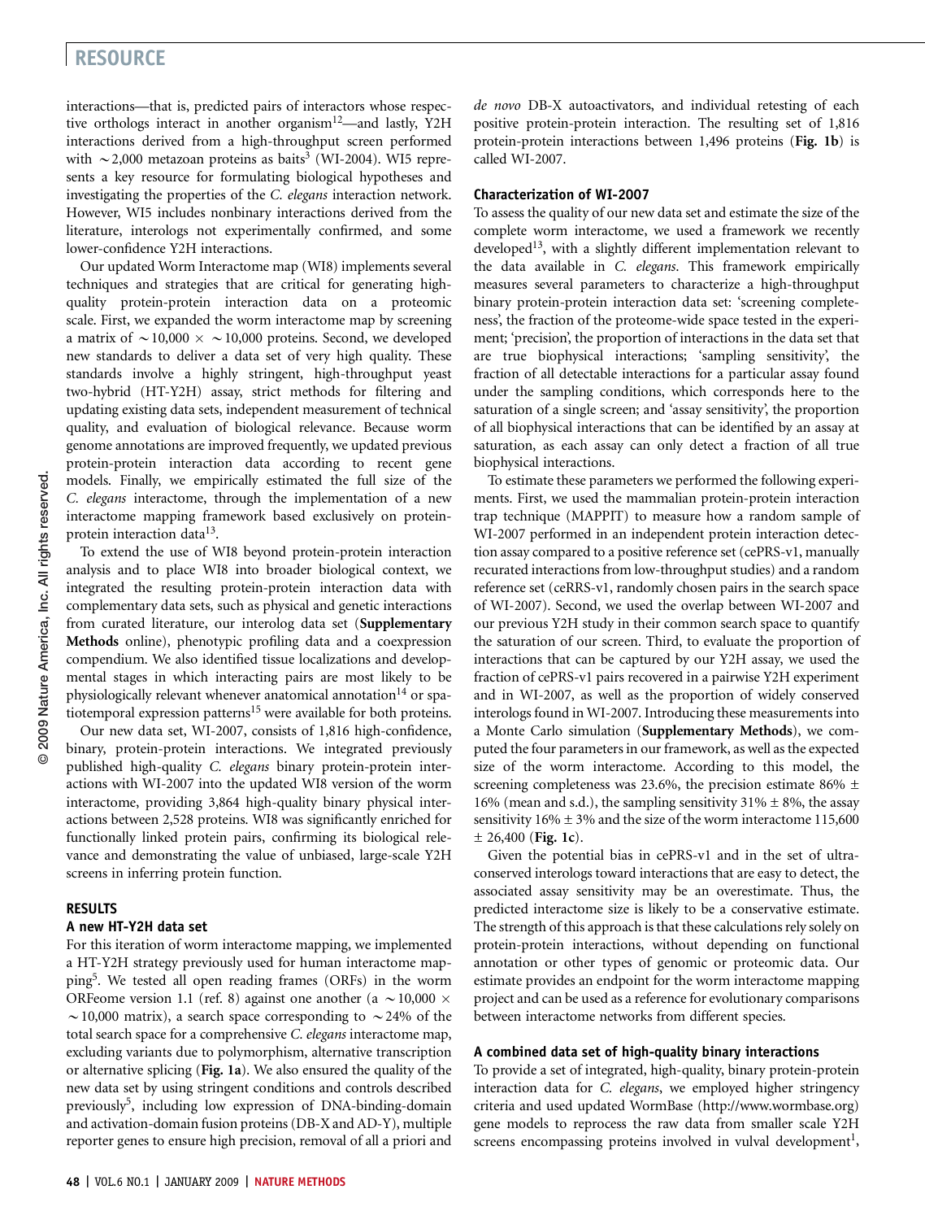interactions—that is, predicted pairs of interactors whose respective orthologs interact in another organism[12]—and lastly, Y2H interactions derived from a high-throughput screen performed with ~2,000 metazoan proteins as baits[3] (WI-2004). WI5 represents a key resource for formulating biological hypotheses and investigating the properties of the *C. elegans* interaction network. However, WI5 includes nonbinary interactions derived from the literature, interologs not experimentally confirmed, and some lower-confidence Y2H interactions.

Our updated Worm Interactome map (WI8) implements several techniques and strategies that are critical for generating high-quality protein-protein interaction data on a proteomic scale. First, we expanded the worm interactome map by screening a matrix of ~10,000 × ~10,000 proteins. Second, we developed new standards to deliver a data set of very high quality. These standards involve a highly stringent, high-throughput yeast two-hybrid (HT-Y2H) assay, strict methods for filtering and updating existing data sets, independent measurement of technical quality, and evaluation of biological relevance. Because worm genome annotations are improved frequently, we updated previous protein-protein interaction data according to recent gene models. Finally, we empirically estimated the full size of the *C. elegans* interactome, through the implementation of a new interactome mapping framework based exclusively on protein-protein interaction data[13].

To extend the use of WI8 beyond protein-protein interaction analysis and to place WI8 into broader biological context, we integrated the resulting protein-protein interaction data with complementary data sets, such as physical and genetic interactions from curated literature, our interolog data set (**Supplementary Methods** online), phenotypic profiling data and a coexpression compendium. We also identified tissue localizations and developmental stages in which interacting pairs are most likely to be physiologically relevant whenever anatomical annotation[14] or spatiotemporal expression patterns[15] were available for both proteins.

Our new data set, WI-2007, consists of 1,816 high-confidence, binary, protein-protein interactions. We integrated previously published high-quality *C. elegans* binary protein-protein interactions with WI-2007 into the updated WI8 version of the worm interactome, providing 3,864 high-quality binary physical interactions between 2,528 proteins. WI8 was significantly enriched for functionally linked protein pairs, confirming its biological relevance and demonstrating the value of unbiased, large-scale Y2H screens in inferring protein function.

## RESULTS

### A new HT-Y2H data set

For this iteration of worm interactome mapping, we implemented a HT-Y2H strategy previously used for human interactome mapping[5]. We tested all open reading frames (ORFs) in the worm ORFeome version 1.1 (ref. 8) against one another (a ~10,000 × ~10,000 matrix), a search space corresponding to ~24% of the total search space for a comprehensive *C. elegans* interactome map, excluding variants due to polymorphism, alternative transcription or alternative splicing (**Fig. 1a**). We also ensured the quality of the new data set by using stringent conditions and controls described previously[5], including low expression of DNA-binding-domain and activation-domain fusion proteins (DB-X and AD-Y), multiple reporter genes to ensure high precision, removal of all a priori and *de novo* DB-X autoactivators, and individual retesting of each positive protein-protein interaction. The resulting set of 1,816 protein-protein interactions between 1,496 proteins (**Fig. 1b**) is called WI-2007.

### Characterization of WI-2007

To assess the quality of our new data set and estimate the size of the complete worm interactome, we used a framework we recently developed[13], with a slightly different implementation relevant to the data available in *C. elegans*. This framework empirically measures several parameters to characterize a high-throughput binary protein-protein interaction data set: 'screening completeness', the fraction of the proteome-wide space tested in the experiment; 'precision', the proportion of interactions in the data set that are true biophysical interactions; 'sampling sensitivity', the fraction of all detectable interactions for a particular assay found under the sampling conditions, which corresponds here to the saturation of a single screen; and 'assay sensitivity', the proportion of all biophysical interactions that can be identified by an assay at saturation, as each assay can only detect a fraction of all true biophysical interactions.

To estimate these parameters we performed the following experiments. First, we used the mammalian protein-protein interaction trap technique (MAPPIT) to measure how a random sample of WI-2007 performed in an independent protein interaction detection assay compared to a positive reference set (cePRS-v1, manually recurated interactions from low-throughput studies) and a random reference set (ceRRS-v1, randomly chosen pairs in the search space of WI-2007). Second, we used the overlap between WI-2007 and our previous Y2H study in their common search space to quantify the saturation of our screen. Third, to evaluate the proportion of interactions that can be captured by our Y2H assay, we used the fraction of cePRS-v1 pairs recovered in a pairwise Y2H experiment and in WI-2007, as well as the proportion of widely conserved interologs found in WI-2007. Introducing these measurements into a Monte Carlo simulation (**Supplementary Methods**), we computed the four parameters in our framework, as well as the expected size of the worm interactome. According to this model, the screening completeness was 23.6%, the precision estimate 86% ± 16% (mean and s.d.), the sampling sensitivity 31% ± 8%, the assay sensitivity 16% ± 3% and the size of the worm interactome 115,600 ± 26,400 (**Fig. 1c**).

Given the potential bias in cePRS-v1 and in the set of ultraconserved interologs toward interactions that are easy to detect, the associated assay sensitivity may be an overestimate. Thus, the predicted interactome size is likely to be a conservative estimate. The strength of this approach is that these calculations rely solely on protein-protein interactions, without depending on functional annotation or other types of genomic or proteomic data. Our estimate provides an endpoint for the worm interactome mapping project and can be used as a reference for evolutionary comparisons between interactome networks from different species.

### A combined data set of high-quality binary interactions

To provide a set of integrated, high-quality, binary protein-protein interaction data for *C. elegans*, we employed higher stringency criteria and used updated WormBase (http://www.wormbase.org) gene models to reprocess the raw data from smaller scale Y2H screens encompassing proteins involved in vulval development[1],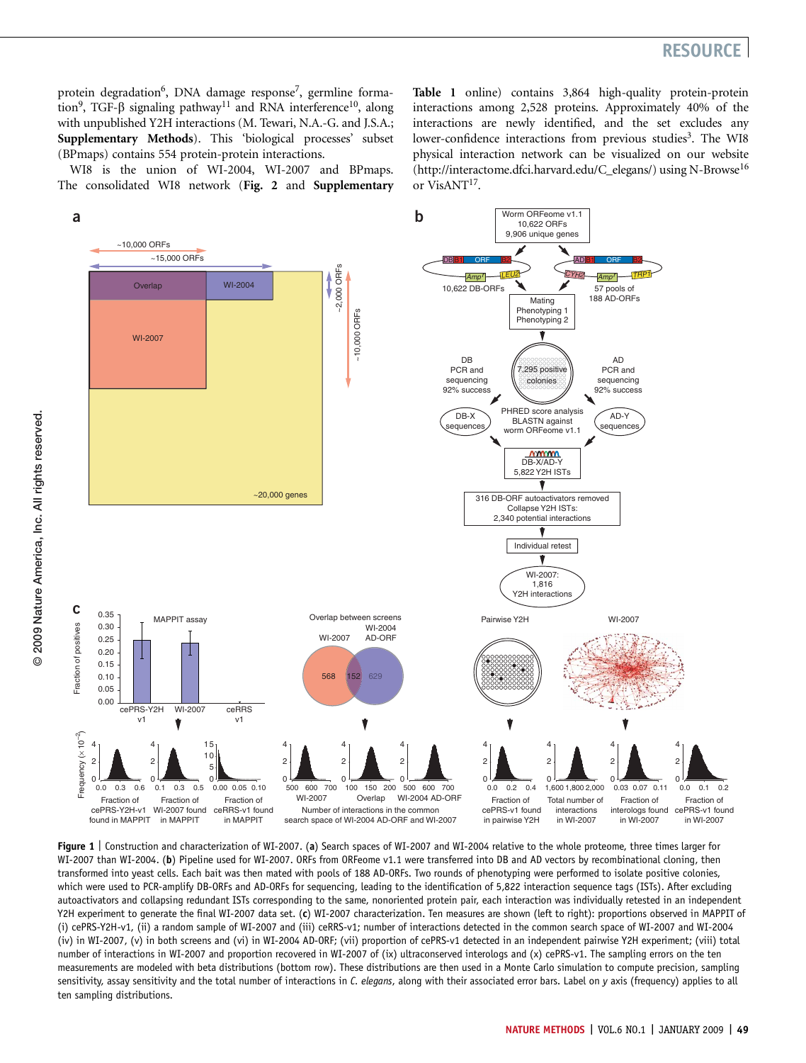protein degradation[6], DNA damage response[7], germline formation[9], TGF-β signaling pathway[11] and RNA interference[10], along with unpublished Y2H interactions (M. Tewari, N.A.-G. and J.S.A.; **Supplementary Methods**). This 'biological processes' subset (BPmaps) contains 554 protein-protein interactions.

WI8 is the union of WI-2004, WI-2007 and BPmaps. The consolidated WI8 network (**Fig. 2** and **Supplementary Table 1** online) contains 3,864 high-quality protein-protein interactions among 2,528 proteins. Approximately 40% of the interactions are newly identified, and the set excludes any lower-confidence interactions from previous studies[3]. The WI8 physical interaction network can be visualized on our website (http://interactome.dfci.harvard.edu/C_elegans/) using N-Browse[16] or VisANT[17].

**Figure 1** | Construction and characterization of WI-2007. (**a**) Search spaces of WI-2007 and WI-2004 relative to the whole proteome, three times larger for WI-2007 than WI-2004. (**b**) Pipeline used for WI-2007. ORFs from ORFeome v1.1 were transferred into DB and AD vectors by recombinational cloning, then transformed into yeast cells. Each bait was then mated with pools of 188 AD-ORFs. Two rounds of phenotyping were performed to isolate positive colonies, which were used to PCR-amplify DB-ORFs and AD-ORFs for sequencing, leading to the identification of 5,822 interaction sequence tags (ISTs). After excluding autoactivators and collapsing redundant ISTs corresponding to the same, nonoriented protein pair, each interaction was individually retested in an independent Y2H experiment to generate the final WI-2007 data set. (**c**) WI-2007 characterization. Ten measures are shown (left to right): proportions observed in MAPPIT of (i) cePRS-Y2H-v1, (ii) a random sample of WI-2007 and (iii) ceRRS-v1; number of interactions detected in the common search space of WI-2007 and WI-2004 (iv) in WI-2007, (v) in both screens and (vi) in WI-2004 AD-ORF; (vii) proportion of cePRS-v1 detected in an independent pairwise Y2H experiment; (viii) total number of interactions in WI-2007 and proportion recovered in WI-2007 of (ix) ultraconserved interologs and (x) cePRS-v1. The sampling errors on the ten measurements are modeled with beta distributions (bottom row). These distributions are then used in a Monte Carlo simulation to compute precision, sampling sensitivity, assay sensitivity and the total number of interactions in *C. elegans*, along with their associated error bars. Label on *y* axis (frequency) applies to all ten sampling distributions.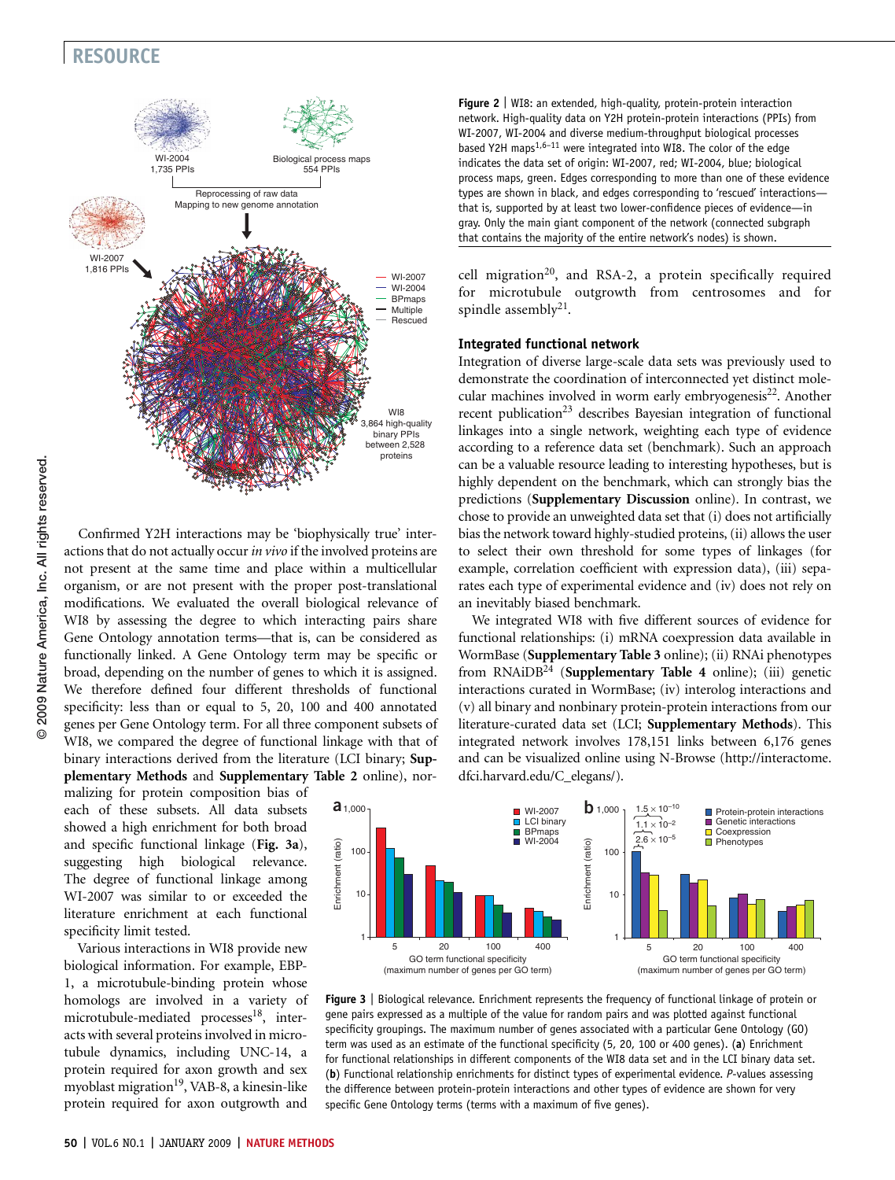Figure 2 | WI8: an extended, high-quality, protein-protein interaction network. High-quality data on Y2H protein-protein interactions (PPIs) from WI-2007, WI-2004 and diverse medium-throughput biological processes based Y2H maps[1,6–11] were integrated into WI8. The color of the edge indicates the data set of origin: WI-2007, red; WI-2004, blue; biological process maps, green. Edges corresponding to more than one of these evidence types are shown in black, and edges corresponding to 'rescued' interactions—that is, supported by at least two lower-confidence pieces of evidence—in gray. Only the main giant component of the network (connected subgraph that contains the majority of the entire network's nodes) is shown.

Confirmed Y2H interactions may be 'biophysically true' interactions that do not actually occur *in vivo* if the involved proteins are not present at the same time and place within a multicellular organism, or are not present with the proper post-translational modifications. We evaluated the overall biological relevance of WI8 by assessing the degree to which interacting pairs share Gene Ontology annotation terms—that is, can be considered as functionally linked. A Gene Ontology term may be specific or broad, depending on the number of genes to which it is assigned. We therefore defined four different thresholds of functional specificity: less than or equal to 5, 20, 100 and 400 annotated genes per Gene Ontology term. For all three component subsets of WI8, we compared the degree of functional linkage with that of binary interactions derived from the literature (LCI binary; **Supplementary Methods** and **Supplementary Table 2** online), normalizing for protein composition bias of each of these subsets. All data subsets showed a high enrichment for both broad and specific functional linkage (**Fig. 3a**), suggesting high biological relevance. The degree of functional linkage among WI-2007 was similar to or exceeded the literature enrichment at each functional specificity limit tested.

Various interactions in WI8 provide new biological information. For example, EBP-1, a microtubule-binding protein whose homologs are involved in a variety of microtubule-mediated processes[18], interacts with several proteins involved in microtubule dynamics, including UNC-14, a protein required for axon growth and sex myoblast migration[19], VAB-8, a kinesin-like protein required for axon outgrowth and cell migration[20], and RSA-2, a protein specifically required for microtubule outgrowth from centrosomes and for spindle assembly[21].

### Integrated functional network

Integration of diverse large-scale data sets was previously used to demonstrate the coordination of interconnected yet distinct molecular machines involved in worm early embryogenesis[22]. Another recent publication[23] describes Bayesian integration of functional linkages into a single network, weighting each type of evidence according to a reference data set (benchmark). Such an approach can be a valuable resource leading to interesting hypotheses, but is highly dependent on the benchmark, which can strongly bias the predictions (**Supplementary Discussion** online). In contrast, we chose to provide an unweighted data set that (i) does not artificially bias the network toward highly-studied proteins, (ii) allows the user to select their own threshold for some types of linkages (for example, correlation coefficient with expression data), (iii) separates each type of experimental evidence and (iv) does not rely on an inevitably biased benchmark.

We integrated WI8 with five different sources of evidence for functional relationships: (i) mRNA coexpression data available in WormBase (**Supplementary Table 3** online); (ii) RNAi phenotypes from RNAiDB[24] (**Supplementary Table 4** online); (iii) genetic interactions curated in WormBase; (iv) interolog interactions and (v) all binary and nonbinary protein-protein interactions from our literature-curated data set (LCI; **Supplementary Methods**). This integrated network involves 178,151 links between 6,176 genes and can be visualized online using N-Browse (http://interactome.dfci.harvard.edu/C_elegans/).

Figure 3 | Biological relevance. Enrichment represents the frequency of functional linkage of protein or gene pairs expressed as a multiple of the value for random pairs and was plotted against functional specificity groupings. The maximum number of genes associated with a particular Gene Ontology (GO) term was used as an estimate of the functional specificity (5, 20, 100 or 400 genes). (**a**) Enrichment for functional relationships in different components of the WI8 data set and in the LCI binary data set. (**b**) Functional relationship enrichments for distinct types of experimental evidence. *P*-values assessing the difference between protein-protein interactions and other types of evidence are shown for very specific Gene Ontology terms (terms with a maximum of five genes).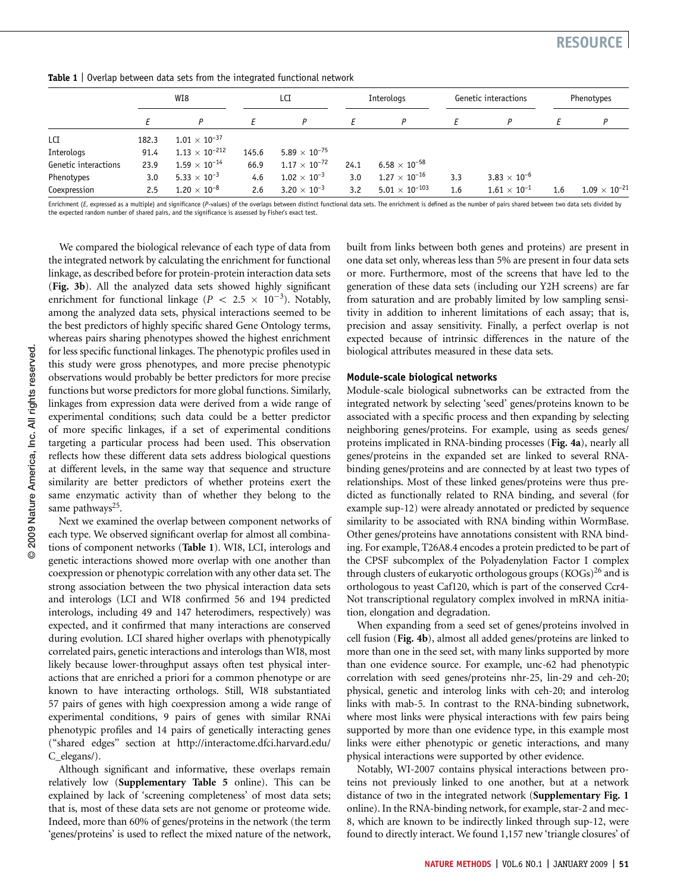**Table 1** | Overlap between data sets from the integrated functional network

| | WI8 | | LCI | | Interologs | | Genetic interactions | | Phenotypes | |
|---|---|---|---|---|---|---|---|---|---|---|
| | $E$ | $P$ | $E$ | $P$ | $E$ | $P$ | $E$ | $P$ | $E$ | $P$ |
| LCI | 182.3 | $1.01 \times 10^{-37}$ | | | | | | | | |
| Interologs | 91.4 | $1.13 \times 10^{-212}$ | 145.6 | $5.89 \times 10^{-75}$ | | | | | | |
| Genetic interactions | 23.9 | $1.59 \times 10^{-14}$ | 66.9 | $1.17 \times 10^{-72}$ | 24.1 | $6.58 \times 10^{-58}$ | | | | |
| Phenotypes | 3.0 | $5.33 \times 10^{-3}$ | 4.6 | $1.02 \times 10^{-3}$ | 3.0 | $1.27 \times 10^{-16}$ | 3.3 | $3.83 \times 10^{-6}$ | | |
| Coexpression | 2.5 | $1.20 \times 10^{-8}$ | 2.6 | $3.20 \times 10^{-3}$ | 3.2 | $5.01 \times 10^{-103}$ | 1.6 | $1.61 \times 10^{-1}$ | 1.6 | $1.09 \times 10^{-21}$ |

Enrichment ($E$, expressed as a multiple) and significance ($P$-values) of the overlaps between distinct functional data sets. The enrichment is defined as the number of pairs shared between two data sets divided by the expected random number of shared pairs, and the significance is assessed by Fisher's exact test.

We compared the biological relevance of each type of data from the integrated network by calculating the enrichment for functional linkage, as described before for protein-protein interaction data sets (**Fig. 3b**). All the analyzed data sets showed highly significant enrichment for functional linkage ($P < 2.5 \times 10^{-3}$). Notably, among the analyzed data sets, physical interactions seemed to be the best predictors of highly specific shared Gene Ontology terms, whereas pairs sharing phenotypes showed the highest enrichment for less specific functional linkages. The phenotypic profiles used in this study were gross phenotypes, and more precise phenotypic observations would probably be better predictors for more precise functions but worse predictors for more global functions. Similarly, linkages from expression data were derived from a wide range of experimental conditions; such data could be a better predictor of more specific linkages, if a set of experimental conditions targeting a particular process had been used. This observation reflects how these different data sets address biological questions at different levels, in the same way that sequence and structure similarity are better predictors of whether proteins exert the same enzymatic activity than of whether they belong to the same pathways[25].

Next we examined the overlap between component networks of each type. We observed significant overlap for almost all combinations of component networks (**Table 1**). WI8, LCI, interologs and genetic interactions showed more overlap with one another than coexpression or phenotypic correlation with any other data set. The strong association between the two physical interaction data sets and interologs (LCI and WI8 confirmed 56 and 194 predicted interologs, including 49 and 147 heterodimers, respectively) was expected, and it confirmed that many interactions are conserved during evolution. LCI shared higher overlaps with phenotypically correlated pairs, genetic interactions and interologs than WI8, most likely because lower-throughput assays often test physical interactions that are enriched a priori for a common phenotype or are known to have interacting orthologs. Still, WI8 substantiated 57 pairs of genes with high coexpression among a wide range of experimental conditions, 9 pairs of genes with similar RNAi phenotypic profiles and 14 pairs of genetically interacting genes ("shared edges" section at http://interactome.dfci.harvard.edu/C_elegans/).

Although significant and informative, these overlaps remain relatively low (**Supplementary Table 5** online). This can be explained by lack of 'screening completeness' of most data sets; that is, most of these data sets are not genome or proteome wide. Indeed, more than 60% of genes/proteins in the network (the term 'genes/proteins' is used to reflect the mixed nature of the network, built from links between both genes and proteins) are present in one data set only, whereas less than 5% are present in four data sets or more. Furthermore, most of the screens that have led to the generation of these data sets (including our Y2H screens) are far from saturation and are probably limited by low sampling sensitivity in addition to inherent limitations of each assay; that is, precision and assay sensitivity. Finally, a perfect overlap is not expected because of intrinsic differences in the nature of the biological attributes measured in these data sets.

### Module-scale biological networks

Module-scale biological subnetworks can be extracted from the integrated network by selecting 'seed' genes/proteins known to be associated with a specific process and then expanding by selecting neighboring genes/proteins. For example, using as seeds genes/proteins implicated in RNA-binding processes (**Fig. 4a**), nearly all genes/proteins in the expanded set are linked to several RNA-binding genes/proteins and are connected by at least two types of relationships. Most of these linked genes/proteins were thus predicted as functionally related to RNA binding, and several (for example sup-12) were already annotated or predicted by sequence similarity to be associated with RNA binding within WormBase. Other genes/proteins have annotations consistent with RNA binding. For example, T26A8.4 encodes a protein predicted to be part of the CPSF subcomplex of the Polyadenylation Factor I complex through clusters of eukaryotic orthologous groups (KOGs)[26] and is orthologous to yeast Caf120, which is part of the conserved Ccr4-Not transcriptional regulatory complex involved in mRNA initiation, elongation and degradation.

When expanding from a seed set of genes/proteins involved in cell fusion (**Fig. 4b**), almost all added genes/proteins are linked to more than one in the seed set, with many links supported by more than one evidence source. For example, unc-62 had phenotypic correlation with seed genes/proteins nhr-25, lin-29 and ceh-20; physical, genetic and interolog links with ceh-20; and interolog links with mab-5. In contrast to the RNA-binding subnetwork, where most links were physical interactions with few pairs being supported by more than one evidence type, in this example most links were either phenotypic or genetic interactions, and many physical interactions were supported by other evidence.

Notably, WI-2007 contains physical interactions between proteins not previously linked to one another, but at a network distance of two in the integrated network (**Supplementary Fig. 1** online). In the RNA-binding network, for example, star-2 and mec-8, which are known to be indirectly linked through sup-12, were found to directly interact. We found 1,157 new 'triangle closures' of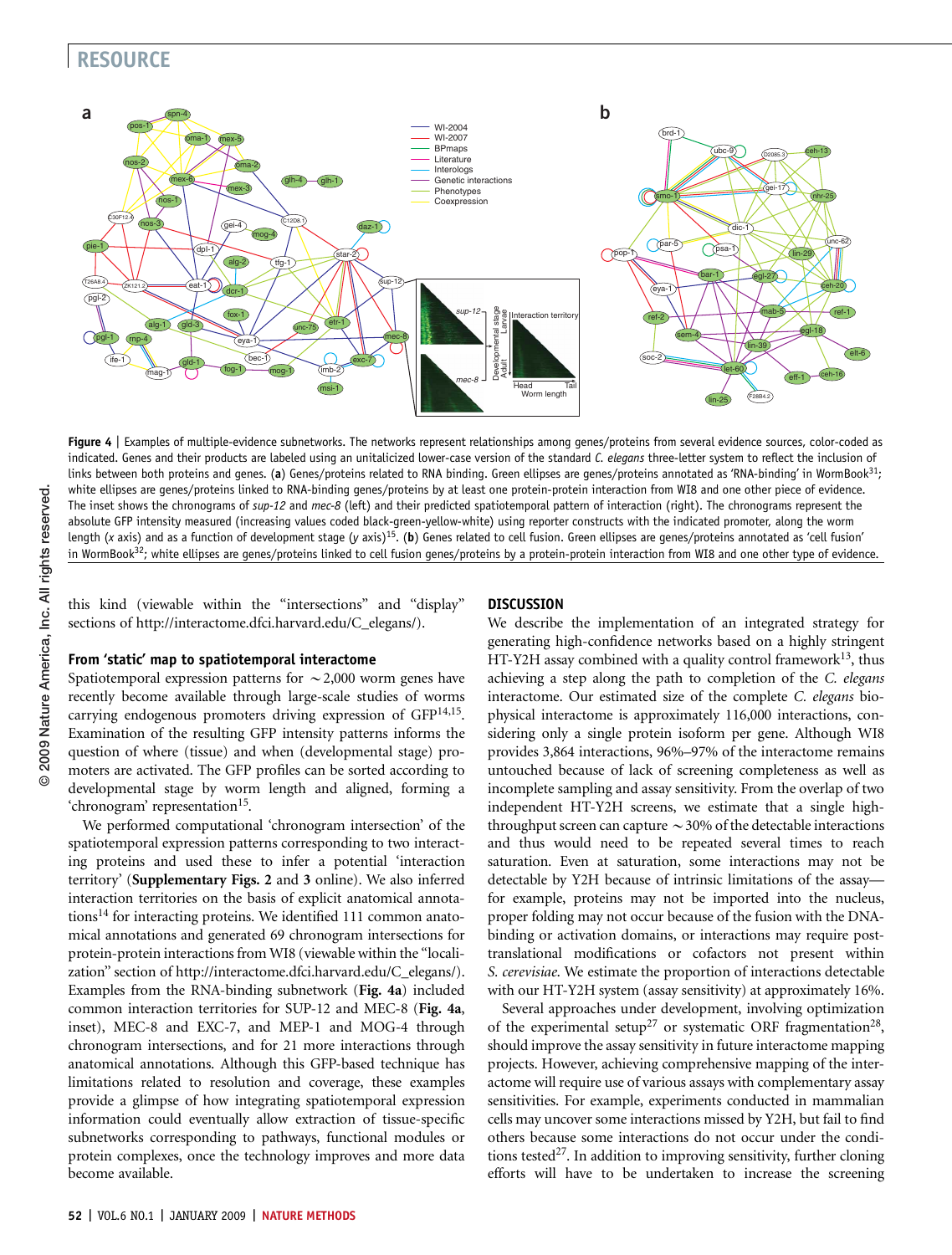**Figure 4 | Examples of multiple-evidence subnetworks.** The networks represent relationships among genes/proteins from several evidence sources, color-coded as indicated. Genes and their products are labeled using an unitalicized lower-case version of the standard *C. elegans* three-letter system to reflect the inclusion of links between both proteins and genes. (**a**) Genes/proteins related to RNA binding. Green ellipses are genes/proteins annotated as 'RNA-binding' in WormBook[31]; white ellipses are genes/proteins linked to RNA-binding genes/proteins by at least one protein-protein interaction from WI8 and one other piece of evidence. The inset shows the chronograms of *sup-12* and *mec-8* (left) and their predicted spatiotemporal pattern of interaction (right). The chronograms represent the absolute GFP intensity measured (increasing values coded black-green-yellow-white) using reporter constructs with the indicated promoter, along the worm length (*x* axis) and as a function of development stage (*y* axis)[15]. (**b**) Genes related to cell fusion. Green ellipses are genes/proteins annotated as 'cell fusion' in WormBook[32]; white ellipses are genes/proteins linked to cell fusion genes/proteins by a protein-protein interaction from WI8 and one other type of evidence.

this kind (viewable within the "intersections" and "display" sections of http://interactome.dfci.harvard.edu/C_elegans/).

### From 'static' map to spatiotemporal interactome

Spatiotemporal expression patterns for ~2,000 worm genes have recently become available through large-scale studies of worms carrying endogenous promoters driving expression of GFP[14,15]. Examination of the resulting GFP intensity patterns informs the question of where (tissue) and when (developmental stage) promoters are activated. The GFP profiles can be sorted according to developmental stage by worm length and aligned, forming a 'chronogram' representation[15].

We performed computational 'chronogram intersection' of the spatiotemporal expression patterns corresponding to two interacting proteins and used these to infer a potential 'interaction territory' (**Supplementary Figs. 2** and **3** online). We also inferred interaction territories on the basis of explicit anatomical annotations[14] for interacting proteins. We identified 111 common anatomical annotations and generated 69 chronogram intersections for protein-protein interactions from WI8 (viewable within the "localization" section of http://interactome.dfci.harvard.edu/C_elegans/). Examples from the RNA-binding subnetwork (**Fig. 4a**) included common interaction territories for SUP-12 and MEC-8 (**Fig. 4a**, inset), MEC-8 and EXC-7, and MEP-1 and MOG-4 through chronogram intersections, and for 21 more interactions through anatomical annotations. Although this GFP-based technique has limitations related to resolution and coverage, these examples provide a glimpse of how integrating spatiotemporal expression information could eventually allow extraction of tissue-specific subnetworks corresponding to pathways, functional modules or protein complexes, once the technology improves and more data become available.

## DISCUSSION

We describe the implementation of an integrated strategy for generating high-confidence networks based on a highly stringent HT-Y2H assay combined with a quality control framework[13], thus achieving a step along the path to completion of the *C. elegans* interactome. Our estimated size of the complete *C. elegans* biophysical interactome is approximately 116,000 interactions, considering only a single protein isoform per gene. Although WI8 provides 3,864 interactions, 96%–97% of the interactome remains untouched because of lack of screening completeness as well as incomplete sampling and assay sensitivity. From the overlap of two independent HT-Y2H screens, we estimate that a single high-throughput screen can capture ~30% of the detectable interactions and thus would need to be repeated several times to reach saturation. Even at saturation, some interactions may not be detectable by Y2H because of intrinsic limitations of the assay—for example, proteins may not be imported into the nucleus, proper folding may not occur because of the fusion with the DNA-binding or activation domains, or interactions may require post-translational modifications or cofactors not present within *S. cerevisiae*. We estimate the proportion of interactions detectable with our HT-Y2H system (assay sensitivity) at approximately 16%.

Several approaches under development, involving optimization of the experimental setup[27] or systematic ORF fragmentation[28], should improve the assay sensitivity in future interactome mapping projects. However, achieving comprehensive mapping of the interactome will require use of various assays with complementary assay sensitivities. For example, experiments conducted in mammalian cells may uncover some interactions missed by Y2H, but fail to find others because some interactions do not occur under the conditions tested[27]. In addition to improving sensitivity, further cloning efforts will have to be undertaken to increase the screening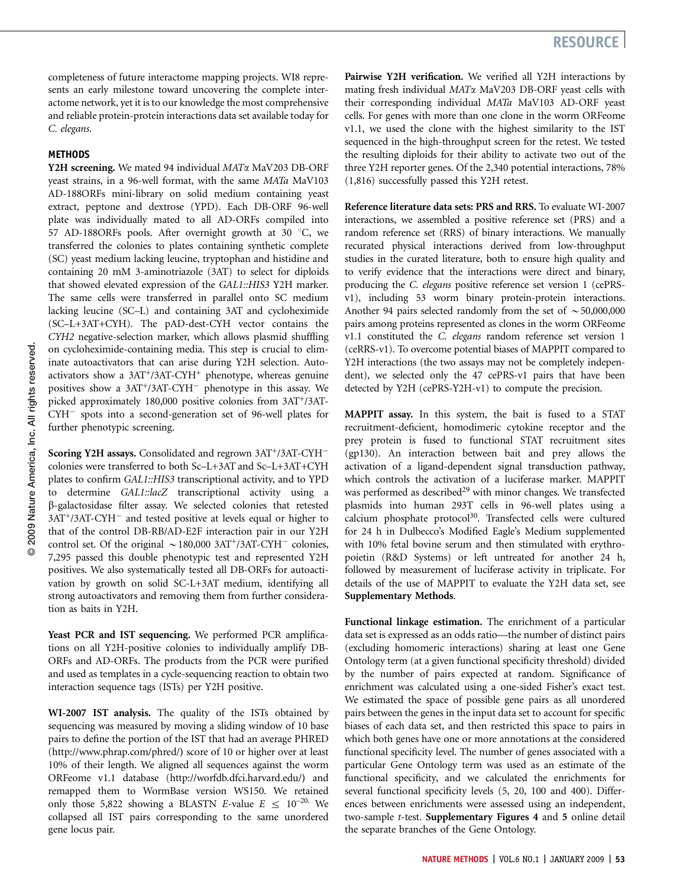completeness of future interactome mapping projects. WI8 represents an early milestone toward uncovering the complete interactome network, yet it is to our knowledge the most comprehensive and reliable protein-protein interactions data set available today for *C. elegans*.

## METHODS

**Y2H screening.** We mated 94 individual *MATα* MaV203 DB-ORF yeast strains, in a 96-well format, with the same *MATa* MaV103 AD-188ORFs mini-library on solid medium containing yeast extract, peptone and dextrose (YPD). Each DB-ORF 96-well plate was individually mated to all AD-ORFs compiled into 57 AD-188ORFs pools. After overnight growth at 30 °C, we transferred the colonies to plates containing synthetic complete (SC) yeast medium lacking leucine, tryptophan and histidine and containing 20 mM 3-aminotriazole (3AT) to select for diploids that showed elevated expression of the *GAL1::HIS3* Y2H marker. The same cells were transferred in parallel onto SC medium lacking leucine (SC–L) and containing 3AT and cycloheximide (SC–L+3AT+CYH). The pAD-dest-CYH vector contains the *CYH2* negative-selection marker, which allows plasmid shuffling on cycloheximide-containing media. This step is crucial to eliminate autoactivators that can arise during Y2H selection. Autoactivators show a $3AT^{+}/3AT\text{-}CYH^{+}$ phenotype, whereas genuine positives show a $3AT^{+}/3AT\text{-}CYH^{-}$ phenotype in this assay. We picked approximately 180,000 positive colonies from $3AT^{+}/3AT\text{-}CYH^{-}$ spots into a second-generation set of 96-well plates for further phenotypic screening.

**Scoring Y2H assays.** Consolidated and regrown $3AT^{+}/3AT\text{-}CYH^{-}$ colonies were transferred to both Sc–L+3AT and Sc–L+3AT+CYH plates to confirm *GAL1::HIS3* transcriptional activity, and to YPD to determine *GAL1::lacZ* transcriptional activity using a β-galactosidase filter assay. We selected colonies that retested $3AT^{+}/3AT\text{-}CYH^{-}$ and tested positive at levels equal or higher to that of the control DB-RB/AD-E2F interaction pair in our Y2H control set. Of the original ~180,000 $3AT^{+}/3AT\text{-}CYH^{-}$ colonies, 7,295 passed this double phenotypic test and represented Y2H positives. We also systematically tested all DB-ORFs for autoactivation by growth on solid SC-L+3AT medium, identifying all strong autoactivators and removing them from further consideration as baits in Y2H.

**Yeast PCR and IST sequencing.** We performed PCR amplifications on all Y2H-positive colonies to individually amplify DB-ORFs and AD-ORFs. The products from the PCR were purified and used as templates in a cycle-sequencing reaction to obtain two interaction sequence tags (ISTs) per Y2H positive.

**WI-2007 IST analysis.** The quality of the ISTs obtained by sequencing was measured by moving a sliding window of 10 base pairs to define the portion of the IST that had an average PHRED (http://www.phrap.com/phred/) score of 10 or higher over at least 10% of their length. We aligned all sequences against the worm ORFeome v1.1 database (http://worfdb.dfci.harvard.edu/) and remapped them to WormBase version WS150. We retained only those 5,822 showing a BLASTN *E*-value $E \leq 10^{-20}$. We collapsed all IST pairs corresponding to the same unordered gene locus pair.

**Pairwise Y2H verification.** We verified all Y2H interactions by mating fresh individual *MATα* MaV203 DB-ORF yeast cells with their corresponding individual *MATa* MaV103 AD-ORF yeast cells. For genes with more than one clone in the worm ORFeome v1.1, we used the clone with the highest similarity to the IST sequenced in the high-throughput screen for the retest. We tested the resulting diploids for their ability to activate two out of the three Y2H reporter genes. Of the 2,340 potential interactions, 78% (1,816) successfully passed this Y2H retest.

**Reference literature data sets: PRS and RRS.** To evaluate WI-2007 interactions, we assembled a positive reference set (PRS) and a random reference set (RRS) of binary interactions. We manually recurated physical interactions derived from low-throughput studies in the curated literature, both to ensure high quality and to verify evidence that the interactions were direct and binary, producing the *C. elegans* positive reference set version 1 (cePRS-v1), including 53 worm binary protein-protein interactions. Another 94 pairs selected randomly from the set of ~50,000,000 pairs among proteins represented as clones in the worm ORFeome v1.1 constituted the *C. elegans* random reference set version 1 (ceRRS-v1). To overcome potential biases of MAPPIT compared to Y2H interactions (the two assays may not be completely independent), we selected only the 47 cePRS-v1 pairs that have been detected by Y2H (cePRS-Y2H-v1) to compute the precision.

**MAPPIT assay.** In this system, the bait is fused to a STAT recruitment-deficient, homodimeric cytokine receptor and the prey protein is fused to functional STAT recruitment sites (gp130). An interaction between bait and prey allows the activation of a ligand-dependent signal transduction pathway, which controls the activation of a luciferase marker. MAPPIT was performed as described[29] with minor changes. We transfected plasmids into human 293T cells in 96-well plates using a calcium phosphate protocol[30]. Transfected cells were cultured for 24 h in Dulbecco's Modified Eagle's Medium supplemented with 10% fetal bovine serum and then stimulated with erythropoietin (R&D Systems) or left untreated for another 24 h, followed by measurement of luciferase activity in triplicate. For details of the use of MAPPIT to evaluate the Y2H data set, see **Supplementary Methods**.

**Functional linkage estimation.** The enrichment of a particular data set is expressed as an odds ratio—the number of distinct pairs (excluding homomeric interactions) sharing at least one Gene Ontology term (at a given functional specificity threshold) divided by the number of pairs expected at random. Significance of enrichment was calculated using a one-sided Fisher's exact test. We estimated the space of possible gene pairs as all unordered pairs between the genes in the input data set to account for specific biases of each data set, and then restricted this space to pairs in which both genes have one or more annotations at the considered functional specificity level. The number of genes associated with a particular Gene Ontology term was used as an estimate of the functional specificity, and we calculated the enrichments for several functional specificity levels (5, 20, 100 and 400). Differences between enrichments were assessed using an independent, two-sample *t*-test. **Supplementary Figures 4** and **5** online detail the separate branches of the Gene Ontology.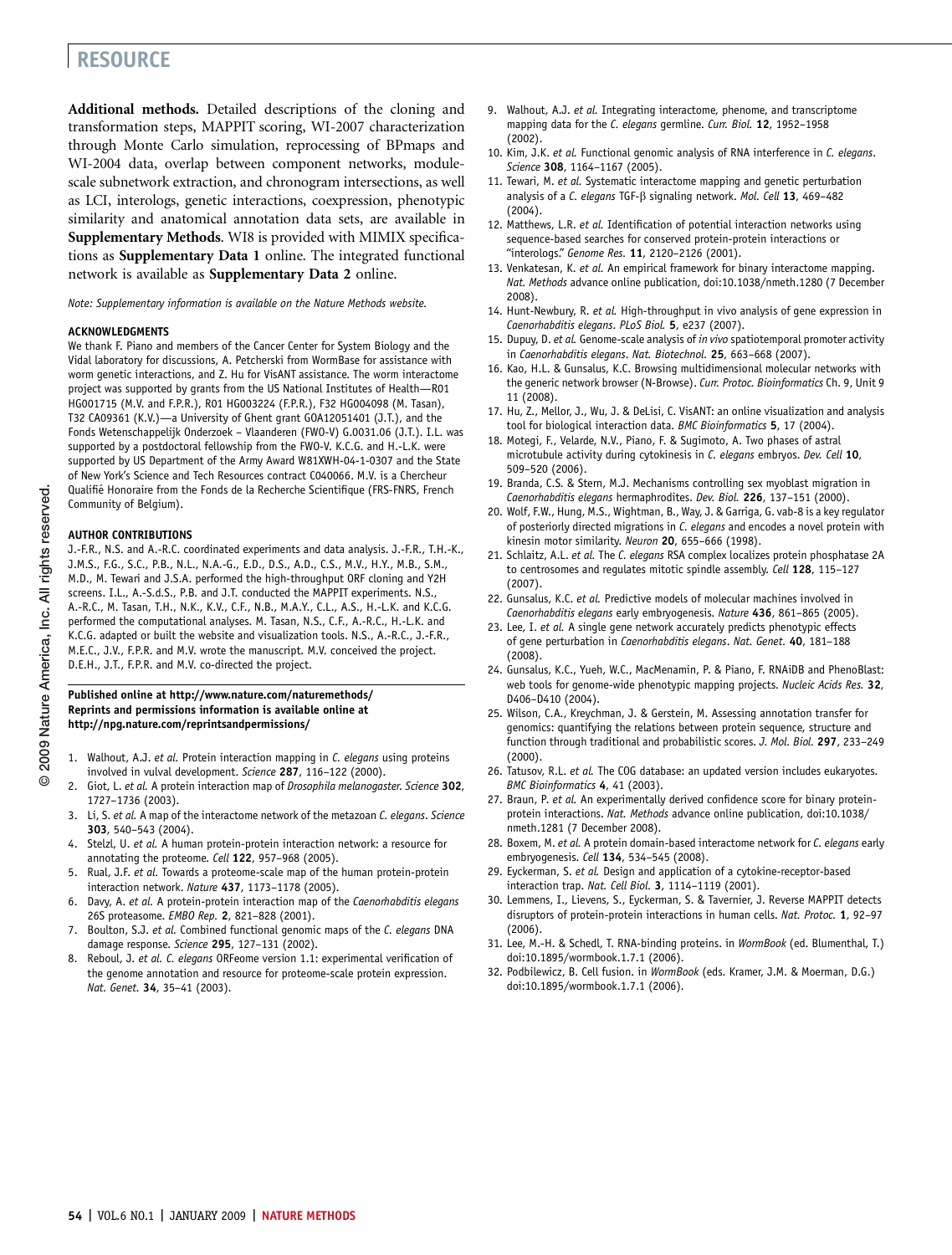**Additional methods.** Detailed descriptions of the cloning and transformation steps, MAPPIT scoring, WI-2007 characterization through Monte Carlo simulation, reprocessing of BPmaps and WI-2004 data, overlap between component networks, module-scale subnetwork extraction, and chronogram intersections, as well as LCI, interologs, genetic interactions, coexpression, phenotypic similarity and anatomical annotation data sets, are available in **Supplementary Methods**. WI8 is provided with MIMIX specifications as **Supplementary Data 1** online. The integrated functional network is available as **Supplementary Data 2** online.

*Note: Supplementary information is available on the Nature Methods website.*

### ACKNOWLEDGMENTS

We thank F. Piano and members of the Cancer Center for System Biology and the Vidal laboratory for discussions, A. Petcherski from WormBase for assistance with worm genetic interactions, and Z. Hu for VisANT assistance. The worm interactome project was supported by grants from the US National Institutes of Health—R01 HG001715 (M.V. and F.P.R.), R01 HG003224 (F.P.R.), F32 HG004098 (M. Tasan), T32 CA09361 (K.V.)—a University of Ghent grant GOA12051401 (J.T.), and the Fonds Wetenschappelijk Onderzoek – Vlaanderen (FWO-V) G.0031.06 (J.T.). I.L. was supported by a postdoctoral fellowship from the FWO-V. K.C.G. and H.-L.K. were supported by US Department of the Army Award W81XWH-04-1-0307 and the State of New York's Science and Tech Resources contract C040066. M.V. is a Chercheur Qualifié Honoraire from the Fonds de la Recherche Scientifique (FRS-FNRS, French Community of Belgium).

### AUTHOR CONTRIBUTIONS

J.-F.R., N.S. and A.-R.C. coordinated experiments and data analysis. J.-F.R., T.H.-K., J.M.S., F.G., S.C., P.B., N.L., N.A.-G., E.D., D.S., A.D., C.S., M.V., H.Y., M.B., S.M., M.D., M. Tewari and J.S.A. performed the high-throughput ORF cloning and Y2H screens. I.L., A.-S.d.S., P.B. and J.T. conducted the MAPPIT experiments. N.S., A.-R.C., M. Tasan, T.H., N.K., K.V., C.F., N.B., M.A.Y., C.L., A.S., H.-L.K. and K.C.G. performed the computational analyses. M. Tasan, N.S., C.F., A.-R.C., H.-L.K. and K.C.G. adapted or built the website and visualization tools. N.S., A.-R.C., J.-F.R., M.E.C., J.V., F.P.R. and M.V. wrote the manuscript. M.V. conceived the project. D.E.H., J.T., F.P.R. and M.V. co-directed the project.

**Published online at http://www.nature.com/naturemethods/**
**Reprints and permissions information is available online at http://npg.nature.com/reprintsandpermissions/**

1. Walhout, A.J. *et al.* Protein interaction mapping in *C. elegans* using proteins involved in vulval development. *Science* **287**, 116–122 (2000).
2. Giot, L. *et al.* A protein interaction map of *Drosophila melanogaster*. *Science* **302**, 1727–1736 (2003).
3. Li, S. *et al.* A map of the interactome network of the metazoan *C. elegans*. *Science* **303**, 540–543 (2004).
4. Stelzl, U. *et al.* A human protein-protein interaction network: a resource for annotating the proteome. *Cell* **122**, 957–968 (2005).
5. Rual, J.F. *et al.* Towards a proteome-scale map of the human protein-protein interaction network. *Nature* **437**, 1173–1178 (2005).
6. Davy, A. *et al.* A protein-protein interaction map of the *Caenorhabditis elegans* 26S proteasome. *EMBO Rep.* **2**, 821–828 (2001).
7. Boulton, S.J. *et al.* Combined functional genomic maps of the *C. elegans* DNA damage response. *Science* **295**, 127–131 (2002).
8. Reboul, J. *et al.* *C. elegans* ORFeome version 1.1: experimental verification of the genome annotation and resource for proteome-scale protein expression. *Nat. Genet.* **34**, 35–41 (2003).
9. Walhout, A.J. *et al.* Integrating interactome, phenome, and transcriptome mapping data for the *C. elegans* germline. *Curr. Biol.* **12**, 1952–1958 (2002).
10. Kim, J.K. *et al.* Functional genomic analysis of RNA interference in *C. elegans*. *Science* **308**, 1164–1167 (2005).
11. Tewari, M. *et al.* Systematic interactome mapping and genetic perturbation analysis of a *C. elegans* TGF-β signaling network. *Mol. Cell* **13**, 469–482 (2004).
12. Matthews, L.R. *et al.* Identification of potential interaction networks using sequence-based searches for conserved protein-protein interactions or "interologs." *Genome Res.* **11**, 2120–2126 (2001).
13. Venkatesan, K. *et al.* An empirical framework for binary interactome mapping. *Nat. Methods* advance online publication, doi:10.1038/nmeth.1280 (7 December 2008).
14. Hunt-Newbury, R. *et al.* High-throughput in vivo analysis of gene expression in *Caenorhabditis elegans*. *PLoS Biol.* **5**, e237 (2007).
15. Dupuy, D. *et al.* Genome-scale analysis of *in vivo* spatiotemporal promoter activity in *Caenorhabditis elegans*. *Nat. Biotechnol.* **25**, 663–668 (2007).
16. Kao, H.L. & Gunsalus, K.C. Browsing multidimensional molecular networks with the generic network browser (N-Browse). *Curr. Protoc. Bioinformatics* Ch. 9, Unit 9 11 (2008).
17. Hu, Z., Mellor, J., Wu, J. & DeLisi, C. VisANT: an online visualization and analysis tool for biological interaction data. *BMC Bioinformatics* **5**, 17 (2004).
18. Motegi, F., Velarde, N.V., Piano, F. & Sugimoto, A. Two phases of astral microtubule activity during cytokinesis in *C. elegans* embryos. *Dev. Cell* **10**, 509–520 (2006).
19. Branda, C.S. & Stern, M.J. Mechanisms controlling sex myoblast migration in *Caenorhabditis elegans* hermaphrodites. *Dev. Biol.* **226**, 137–151 (2000).
20. Wolf, F.W., Hung, M.S., Wightman, B., Way, J. & Garriga, G. vab-8 is a key regulator of posteriorly directed migrations in *C. elegans* and encodes a novel protein with kinesin motor similarity. *Neuron* **20**, 655–666 (1998).
21. Schlaitz, A.L. *et al.* The *C. elegans* RSA complex localizes protein phosphatase 2A to centrosomes and regulates mitotic spindle assembly. *Cell* **128**, 115–127 (2007).
22. Gunsalus, K.C. *et al.* Predictive models of molecular machines involved in *Caenorhabditis elegans* early embryogenesis. *Nature* **436**, 861–865 (2005).
23. Lee, I. *et al.* A single gene network accurately predicts phenotypic effects of gene perturbation in *Caenorhabditis elegans*. *Nat. Genet.* **40**, 181–188 (2008).
24. Gunsalus, K.C., Yueh, W.C., MacMenamin, P. & Piano, F. RNAiDB and PhenoBlast: web tools for genome-wide phenotypic mapping projects. *Nucleic Acids Res.* **32**, D406–D410 (2004).
25. Wilson, C.A., Kreychman, J. & Gerstein, M. Assessing annotation transfer for genomics: quantifying the relations between protein sequence, structure and function through traditional and probabilistic scores. *J. Mol. Biol.* **297**, 233–249 (2000).
26. Tatusov, R.L. *et al.* The COG database: an updated version includes eukaryotes. *BMC Bioinformatics* **4**, 41 (2003).
27. Braun, P. *et al.* An experimentally derived confidence score for binary protein-protein interactions. *Nat. Methods* advance online publication, doi:10.1038/nmeth.1281 (7 December 2008).
28. Boxem, M. *et al.* A protein domain-based interactome network for *C. elegans* early embryogenesis. *Cell* **134**, 534–545 (2008).
29. Eyckerman, S. *et al.* Design and application of a cytokine-receptor-based interaction trap. *Nat. Cell Biol.* **3**, 1114–1119 (2001).
30. Lemmens, I., Lievens, S., Eyckerman, S. & Tavernier, J. Reverse MAPPIT detects disruptors of protein-protein interactions in human cells. *Nat. Protoc.* **1**, 92–97 (2006).
31. Lee, M.-H. & Schedl, T. RNA-binding proteins. in *WormBook* (ed. Blumenthal, T.) doi:10.1895/wormbook.1.7.1 (2006).
32. Podbilewicz, B. Cell fusion. in *WormBook* (eds. Kramer, J.M. & Moerman, D.G.) doi:10.1895/wormbook.1.7.1 (2006).